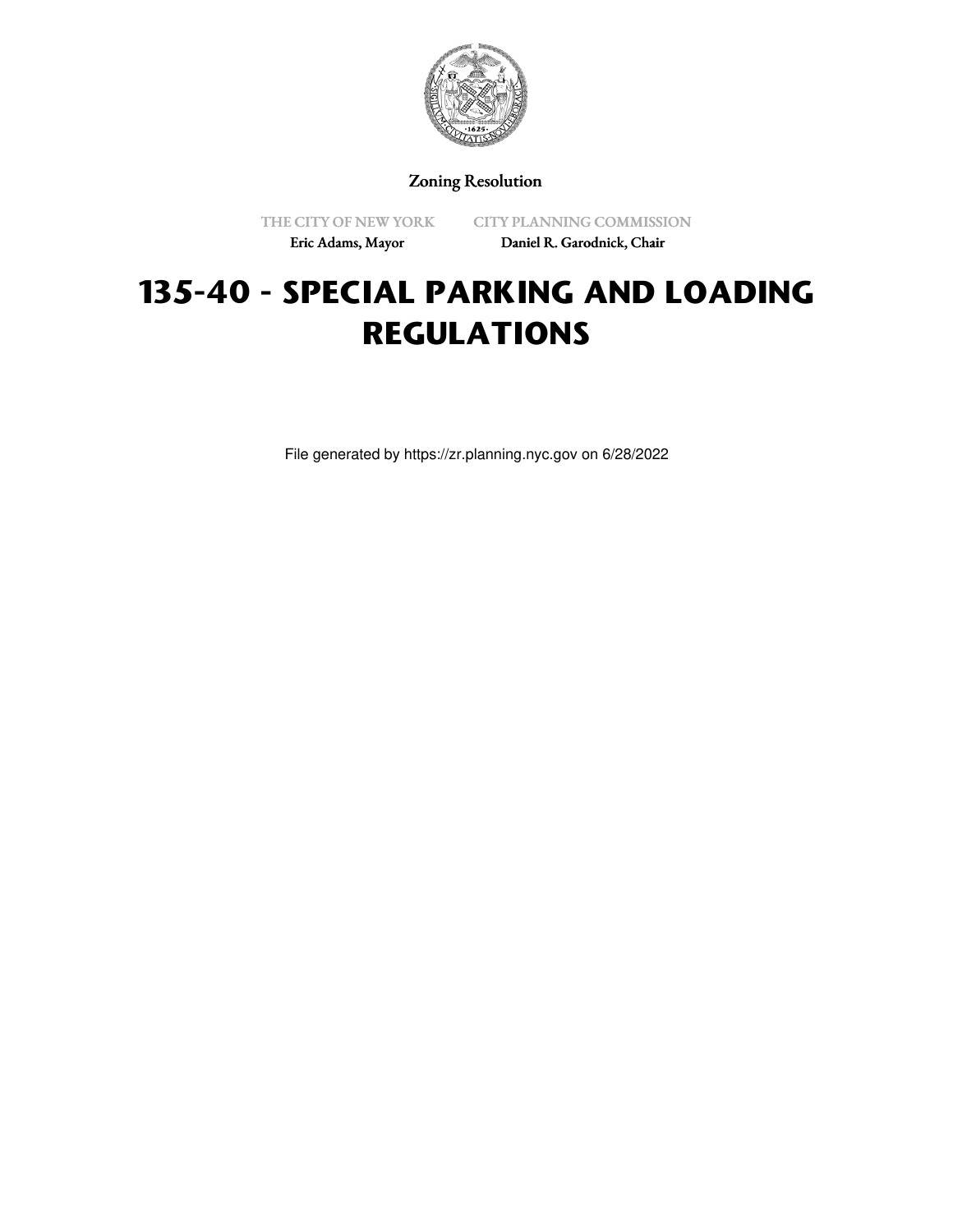Zoning Resolution

THE CITY OF NEW YORK
Eric Adams, Mayor

CITY PLANNING COMMISSION
Daniel R. Garodnick, Chair

# 135-40 - SPECIAL PARKING AND LOADING REGULATIONS

File generated by https://zr.planning.nyc.gov on 6/28/2022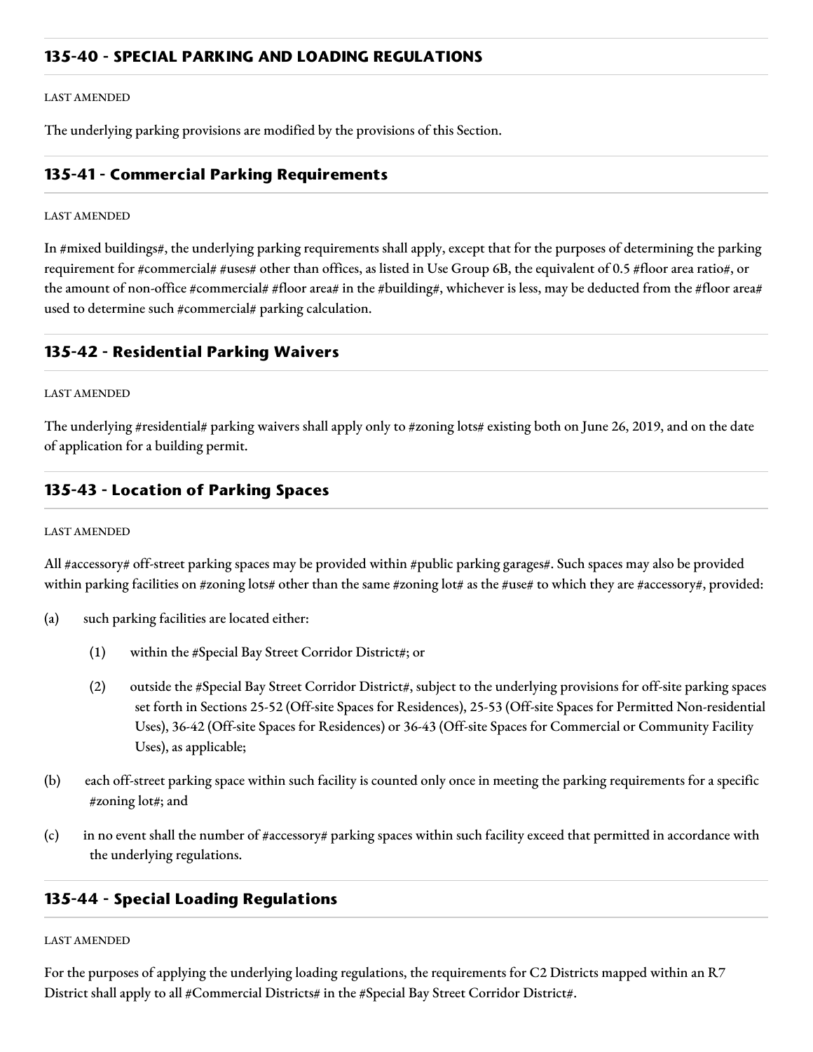## 135-40 - SPECIAL PARKING AND LOADING REGULATIONS

LAST AMENDED

The underlying parking provisions are modified by the provisions of this Section.

### 135-41 - Commercial Parking Requirements

LAST AMENDED

In #mixed buildings#, the underlying parking requirements shall apply, except that for the purposes of determining the parking requirement for #commercial# #uses# other than offices, as listed in Use Group 6B, the equivalent of 0.5 #floor area ratio#, or the amount of non-office #commercial# #floor area# in the #building#, whichever is less, may be deducted from the #floor area# used to determine such #commercial# parking calculation.

### 135-42 - Residential Parking Waivers

LAST AMENDED

The underlying #residential# parking waivers shall apply only to #zoning lots# existing both on June 26, 2019, and on the date of application for a building permit.

### 135-43 - Location of Parking Spaces

LAST AMENDED

All #accessory# off-street parking spaces may be provided within #public parking garages#. Such spaces may also be provided within parking facilities on #zoning lots# other than the same #zoning lot# as the #use# to which they are #accessory#, provided:

(a) such parking facilities are located either:

  (1) within the #Special Bay Street Corridor District#; or

  (2) outside the #Special Bay Street Corridor District#, subject to the underlying provisions for off-site parking spaces set forth in Sections 25-52 (Off-site Spaces for Residences), 25-53 (Off-site Spaces for Permitted Non-residential Uses), 36-42 (Off-site Spaces for Residences) or 36-43 (Off-site Spaces for Commercial or Community Facility Uses), as applicable;

(b) each off-street parking space within such facility is counted only once in meeting the parking requirements for a specific #zoning lot#; and

(c) in no event shall the number of #accessory# parking spaces within such facility exceed that permitted in accordance with the underlying regulations.

### 135-44 - Special Loading Regulations

LAST AMENDED

For the purposes of applying the underlying loading regulations, the requirements for C2 Districts mapped within an R7 District shall apply to all #Commercial Districts# in the #Special Bay Street Corridor District#.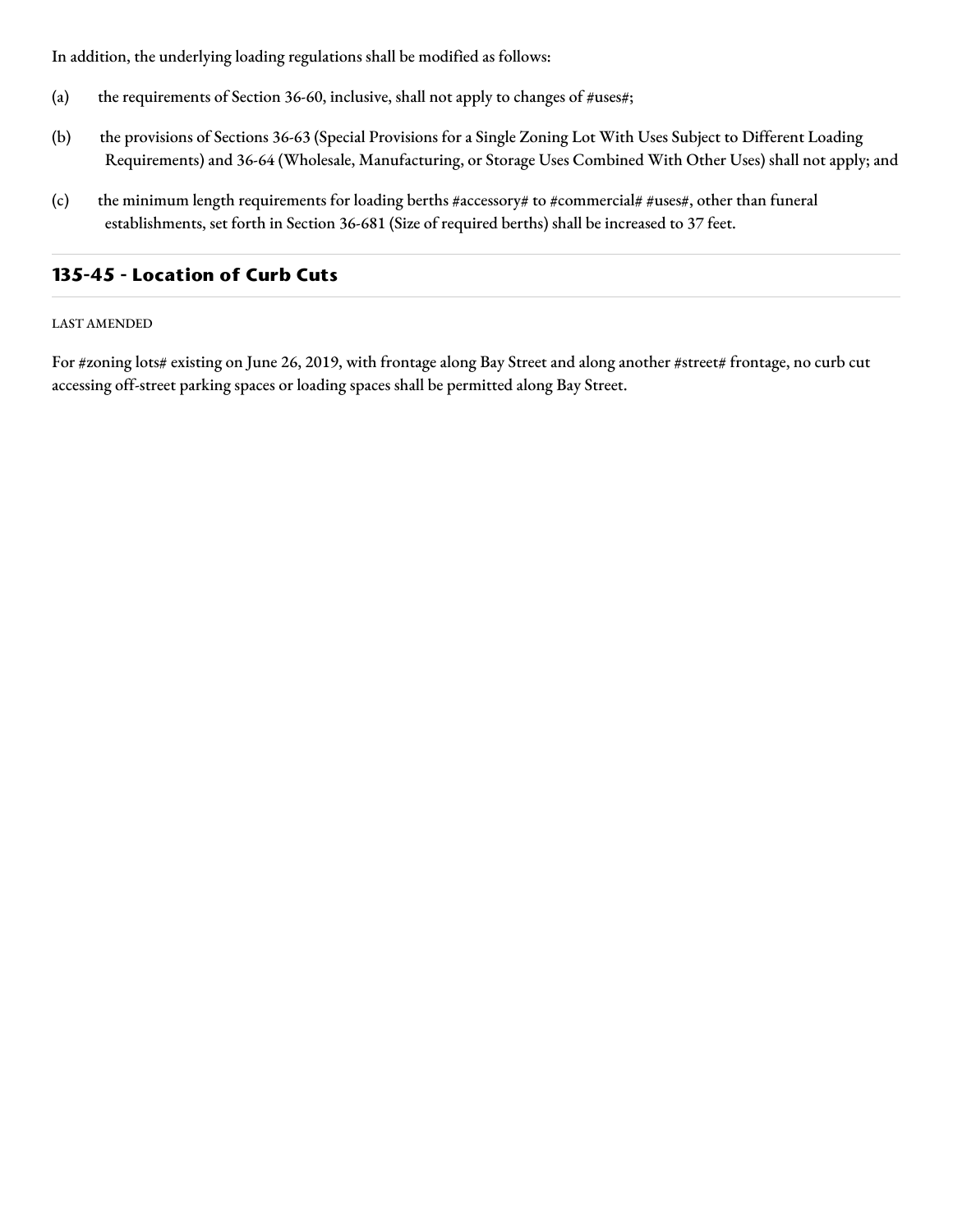In addition, the underlying loading regulations shall be modified as follows:

(a) the requirements of Section 36-60, inclusive, shall not apply to changes of #uses#;

(b) the provisions of Sections 36-63 (Special Provisions for a Single Zoning Lot With Uses Subject to Different Loading Requirements) and 36-64 (Wholesale, Manufacturing, or Storage Uses Combined With Other Uses) shall not apply; and

(c) the minimum length requirements for loading berths #accessory# to #commercial# #uses#, other than funeral establishments, set forth in Section 36-681 (Size of required berths) shall be increased to 37 feet.

## 135-45 - Location of Curb Cuts

LAST AMENDED

For #zoning lots# existing on June 26, 2019, with frontage along Bay Street and along another #street# frontage, no curb cut accessing off-street parking spaces or loading spaces shall be permitted along Bay Street.